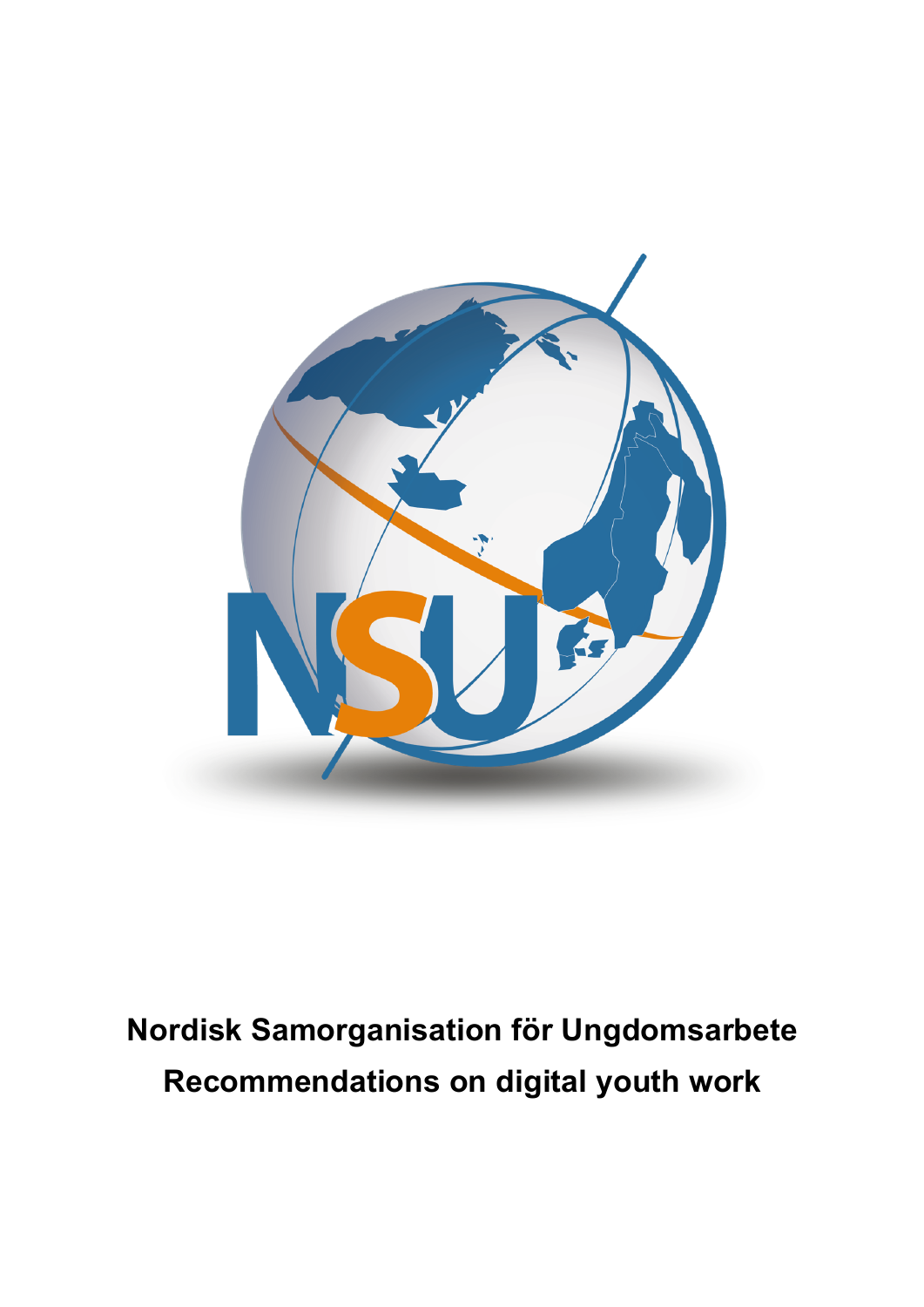**Nordisk Samorganisation för Ungdomsarbete**

**Recommendations on digital youth work**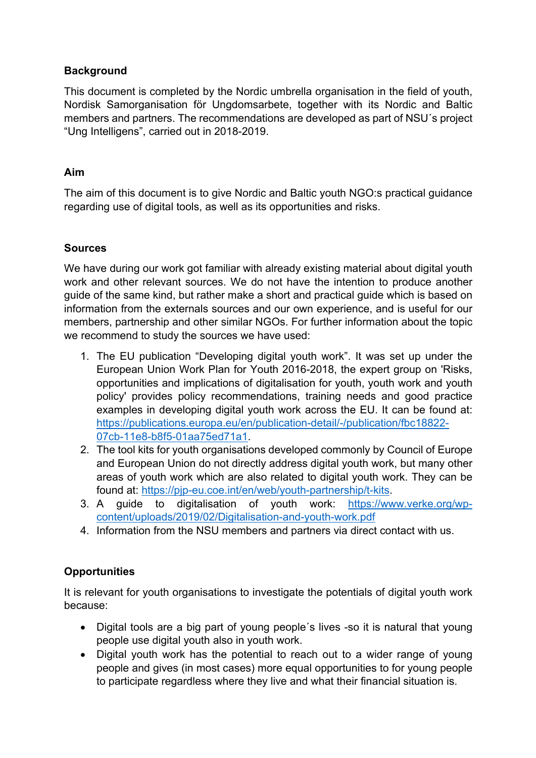## Background

This document is completed by the Nordic umbrella organisation in the field of youth, Nordisk Samorganisation för Ungdomsarbete, together with its Nordic and Baltic members and partners. The recommendations are developed as part of NSU´s project "Ung Intelligens", carried out in 2018-2019.

## Aim

The aim of this document is to give Nordic and Baltic youth NGO:s practical guidance regarding use of digital tools, as well as its opportunities and risks.

## Sources

We have during our work got familiar with already existing material about digital youth work and other relevant sources. We do not have the intention to produce another guide of the same kind, but rather make a short and practical guide which is based on information from the externals sources and our own experience, and is useful for our members, partnership and other similar NGOs. For further information about the topic we recommend to study the sources we have used:

1. The EU publication "Developing digital youth work". It was set up under the European Union Work Plan for Youth 2016-2018, the expert group on 'Risks, opportunities and implications of digitalisation for youth, youth work and youth policy' provides policy recommendations, training needs and good practice examples in developing digital youth work across the EU. It can be found at: https://publications.europa.eu/en/publication-detail/-/publication/fbc18822-07cb-11e8-b8f5-01aa75ed71a1.
2. The tool kits for youth organisations developed commonly by Council of Europe and European Union do not directly address digital youth work, but many other areas of youth work which are also related to digital youth work. They can be found at: https://pjp-eu.coe.int/en/web/youth-partnership/t-kits.
3. A guide to digitalisation of youth work: https://www.verke.org/wp-content/uploads/2019/02/Digitalisation-and-youth-work.pdf
4. Information from the NSU members and partners via direct contact with us.

## Opportunities

It is relevant for youth organisations to investigate the potentials of digital youth work because:

- Digital tools are a big part of young people´s lives -so it is natural that young people use digital youth also in youth work.
- Digital youth work has the potential to reach out to a wider range of young people and gives (in most cases) more equal opportunities to for young people to participate regardless where they live and what their financial situation is.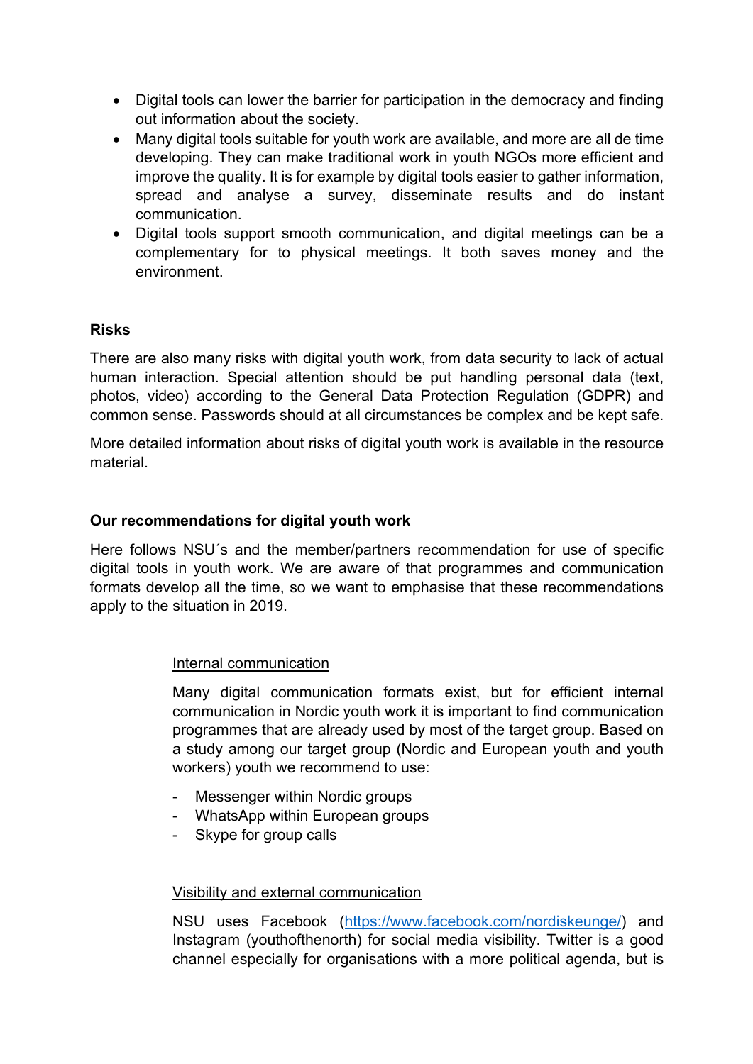- Digital tools can lower the barrier for participation in the democracy and finding out information about the society.
- Many digital tools suitable for youth work are available, and more are all de time developing. They can make traditional work in youth NGOs more efficient and improve the quality. It is for example by digital tools easier to gather information, spread and analyse a survey, disseminate results and do instant communication.
- Digital tools support smooth communication, and digital meetings can be a complementary for to physical meetings. It both saves money and the environment.

**Risks**

There are also many risks with digital youth work, from data security to lack of actual human interaction. Special attention should be put handling personal data (text, photos, video) according to the General Data Protection Regulation (GDPR) and common sense. Passwords should at all circumstances be complex and be kept safe.

More detailed information about risks of digital youth work is available in the resource material.

**Our recommendations for digital youth work**

Here follows NSU´s and the member/partners recommendation for use of specific digital tools in youth work. We are aware of that programmes and communication formats develop all the time, so we want to emphasise that these recommendations apply to the situation in 2019.

<u>Internal communication</u>

Many digital communication formats exist, but for efficient internal communication in Nordic youth work it is important to find communication programmes that are already used by most of the target group. Based on a study among our target group (Nordic and European youth and youth workers) youth we recommend to use:

- Messenger within Nordic groups
- WhatsApp within European groups
- Skype for group calls

<u>Visibility and external communication</u>

NSU uses Facebook (https://www.facebook.com/nordiskeunge/) and Instagram (youthofthenorth) for social media visibility. Twitter is a good channel especially for organisations with a more political agenda, but is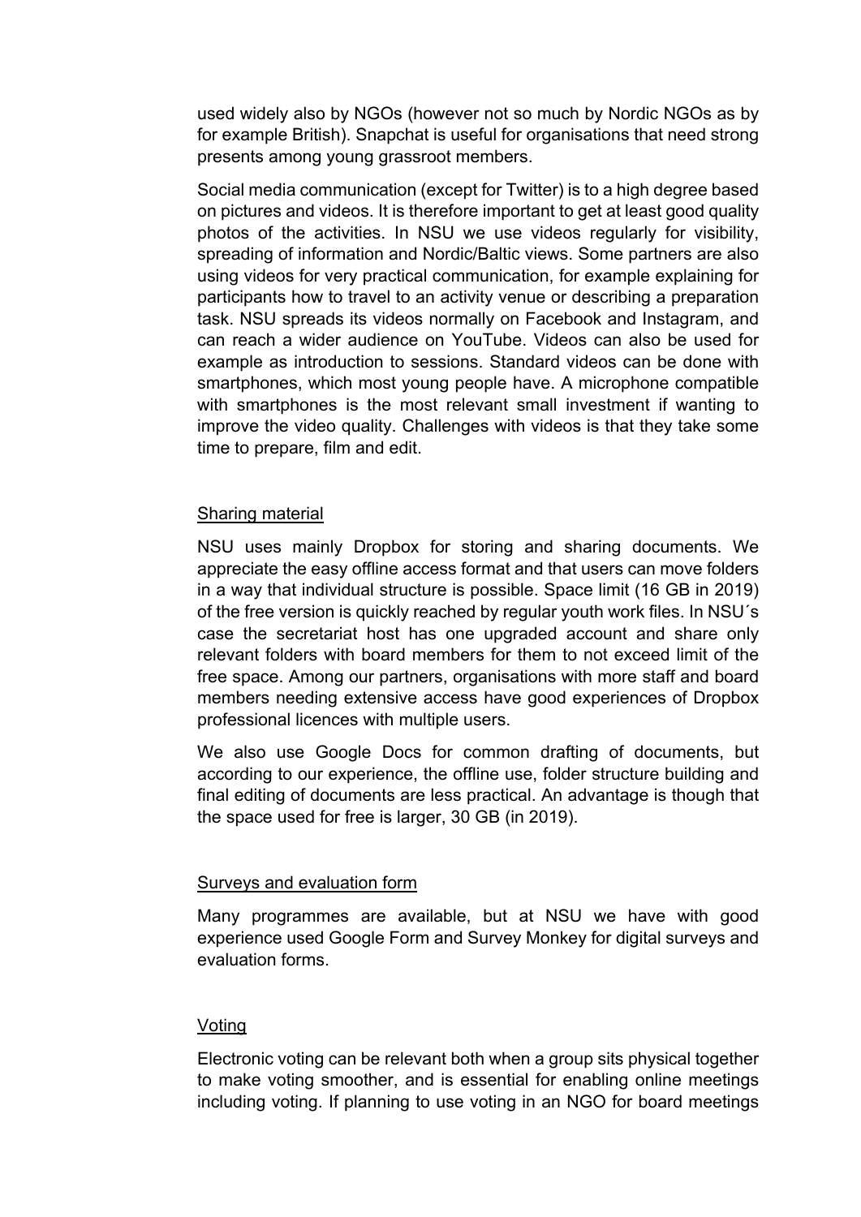used widely also by NGOs (however not so much by Nordic NGOs as by for example British). Snapchat is useful for organisations that need strong presents among young grassroot members.

Social media communication (except for Twitter) is to a high degree based on pictures and videos. It is therefore important to get at least good quality photos of the activities. In NSU we use videos regularly for visibility, spreading of information and Nordic/Baltic views. Some partners are also using videos for very practical communication, for example explaining for participants how to travel to an activity venue or describing a preparation task. NSU spreads its videos normally on Facebook and Instagram, and can reach a wider audience on YouTube. Videos can also be used for example as introduction to sessions. Standard videos can be done with smartphones, which most young people have. A microphone compatible with smartphones is the most relevant small investment if wanting to improve the video quality. Challenges with videos is that they take some time to prepare, film and edit.

<u>Sharing material</u>

NSU uses mainly Dropbox for storing and sharing documents. We appreciate the easy offline access format and that users can move folders in a way that individual structure is possible. Space limit (16 GB in 2019) of the free version is quickly reached by regular youth work files. In NSU´s case the secretariat host has one upgraded account and share only relevant folders with board members for them to not exceed limit of the free space. Among our partners, organisations with more staff and board members needing extensive access have good experiences of Dropbox professional licences with multiple users.

We also use Google Docs for common drafting of documents, but according to our experience, the offline use, folder structure building and final editing of documents are less practical. An advantage is though that the space used for free is larger, 30 GB (in 2019).

<u>Surveys and evaluation form</u>

Many programmes are available, but at NSU we have with good experience used Google Form and Survey Monkey for digital surveys and evaluation forms.

<u>Voting</u>

Electronic voting can be relevant both when a group sits physical together to make voting smoother, and is essential for enabling online meetings including voting. If planning to use voting in an NGO for board meetings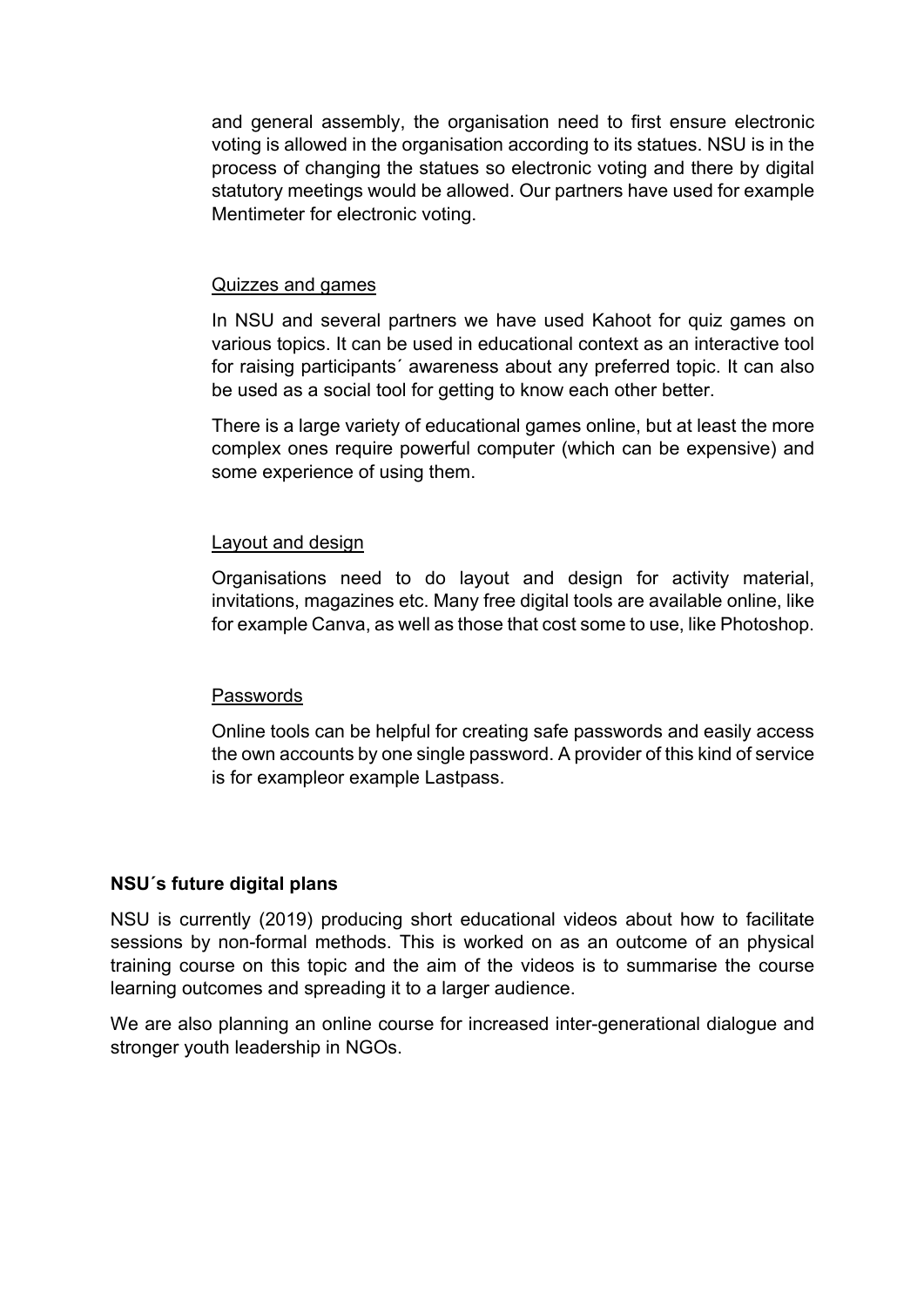and general assembly, the organisation need to first ensure electronic voting is allowed in the organisation according to its statues. NSU is in the process of changing the statues so electronic voting and there by digital statutory meetings would be allowed. Our partners have used for example Mentimeter for electronic voting.

Quizzes and games

In NSU and several partners we have used Kahoot for quiz games on various topics. It can be used in educational context as an interactive tool for raising participants´ awareness about any preferred topic. It can also be used as a social tool for getting to know each other better.

There is a large variety of educational games online, but at least the more complex ones require powerful computer (which can be expensive) and some experience of using them.

Layout and design

Organisations need to do layout and design for activity material, invitations, magazines etc. Many free digital tools are available online, like for example Canva, as well as those that cost some to use, like Photoshop.

Passwords

Online tools can be helpful for creating safe passwords and easily access the own accounts by one single password. A provider of this kind of service is for exampleor example Lastpass.

**NSU´s future digital plans**

NSU is currently (2019) producing short educational videos about how to facilitate sessions by non-formal methods. This is worked on as an outcome of an physical training course on this topic and the aim of the videos is to summarise the course learning outcomes and spreading it to a larger audience.

We are also planning an online course for increased inter-generational dialogue and stronger youth leadership in NGOs.